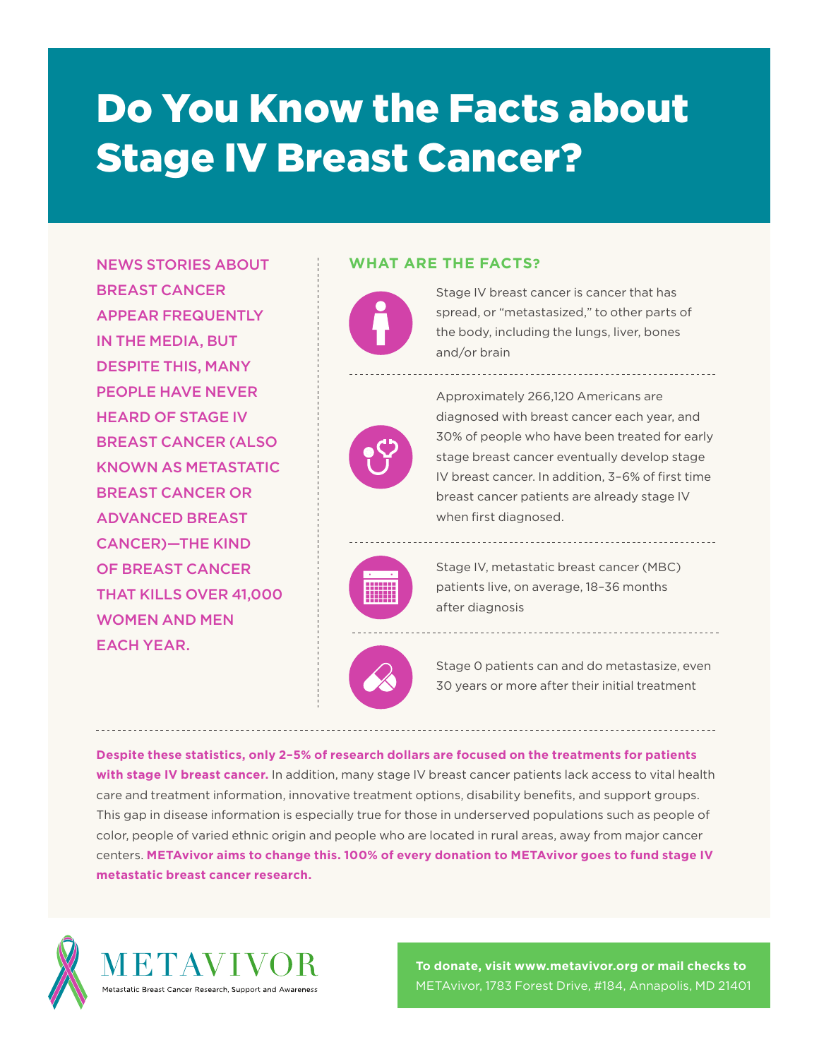# Do You Know the Facts about Stage IV Breast Cancer?

**NEWS STORIES ABOUT BREAST CANCER APPEAR FREQUENTLY IN THE MEDIA, BUT DESPITE THIS, MANY PEOPLE HAVE NEVER HEARD OF STAGE IV BREAST CANCER (ALSO KNOWN AS METASTATIC BREAST CANCER OR ADVANCED BREAST CANCER)—THE KIND OF BREAST CANCER THAT KILLS OVER 41,000 WOMEN AND MEN EACH YEAR.**

## WHAT ARE THE FACTS?

Stage IV breast cancer is cancer that has spread, or "metastasized," to other parts of the body, including the lungs, liver, bones and/or brain

---

Approximately 266,120 Americans are diagnosed with breast cancer each year, and 30% of people who have been treated for early stage breast cancer eventually develop stage IV breast cancer. In addition, 3–6% of first time breast cancer patients are already stage IV when first diagnosed.

---

Stage IV, metastatic breast cancer (MBC) patients live, on average, 18–36 months after diagnosis

---

Stage 0 patients can and do metastasize, even 30 years or more after their initial treatment

---

**Despite these statistics, only 2–5% of research dollars are focused on the treatments for patients with stage IV breast cancer.** In addition, many stage IV breast cancer patients lack access to vital health care and treatment information, innovative treatment options, disability benefits, and support groups. This gap in disease information is especially true for those in underserved populations such as people of color, people of varied ethnic origin and people who are located in rural areas, away from major cancer centers. **METAvivor aims to change this. 100% of every donation to METAvivor goes to fund stage IV metastatic breast cancer research.**

METAVIVOR

Metastatic Breast Cancer Research, Support and Awareness

**To donate, visit www.metavivor.org or mail checks to** METAvivor, 1783 Forest Drive, #184, Annapolis, MD 21401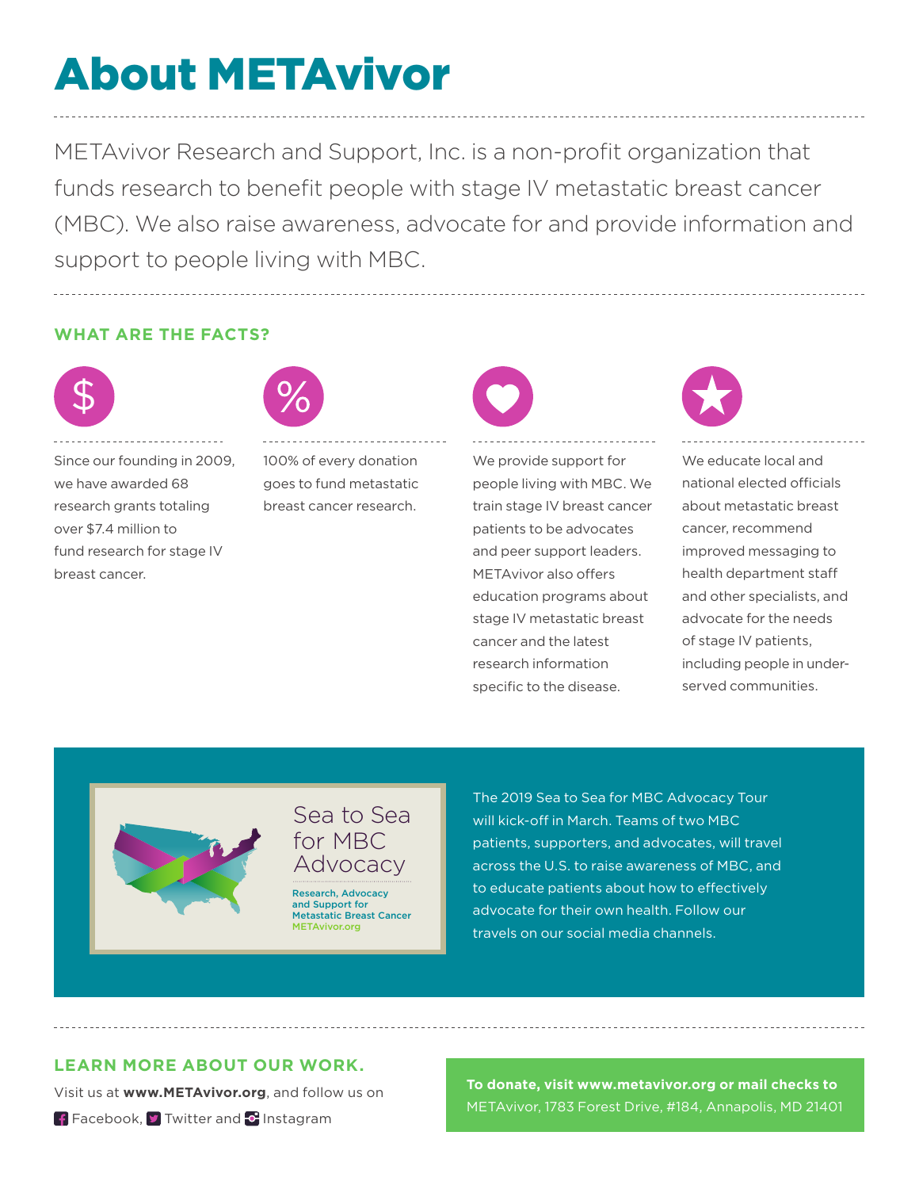# About METAvivor

METAvivor Research and Support, Inc. is a non-profit organization that funds research to benefit people with stage IV metastatic breast cancer (MBC). We also raise awareness, advocate for and provide information and support to people living with MBC.

## WHAT ARE THE FACTS?

Since our founding in 2009, we have awarded 68 research grants totaling over $7.4 million to fund research for stage IV breast cancer.

100% of every donation goes to fund metastatic breast cancer research.

We provide support for people living with MBC. We train stage IV breast cancer patients to be advocates and peer support leaders. METAvivor also offers education programs about stage IV metastatic breast cancer and the latest research information specific to the disease.

We educate local and national elected officials about metastatic breast cancer, recommend improved messaging to health department staff and other specialists, and advocate for the needs of stage IV patients, including people in under-served communities.

Sea to Sea for MBC Advocacy

Research, Advocacy and Support for Metastatic Breast Cancer
METAvivor.org

The 2019 Sea to Sea for MBC Advocacy Tour will kick-off in March. Teams of two MBC patients, supporters, and advocates, will travel across the U.S. to raise awareness of MBC, and to educate patients about how to effectively advocate for their own health. Follow our travels on our social media channels.

## LEARN MORE ABOUT OUR WORK.

Visit us at **www.METAvivor.org**, and follow us on Facebook, Twitter and Instagram

**To donate, visit www.metavivor.org or mail checks to** METAvivor, 1783 Forest Drive, #184, Annapolis, MD 21401